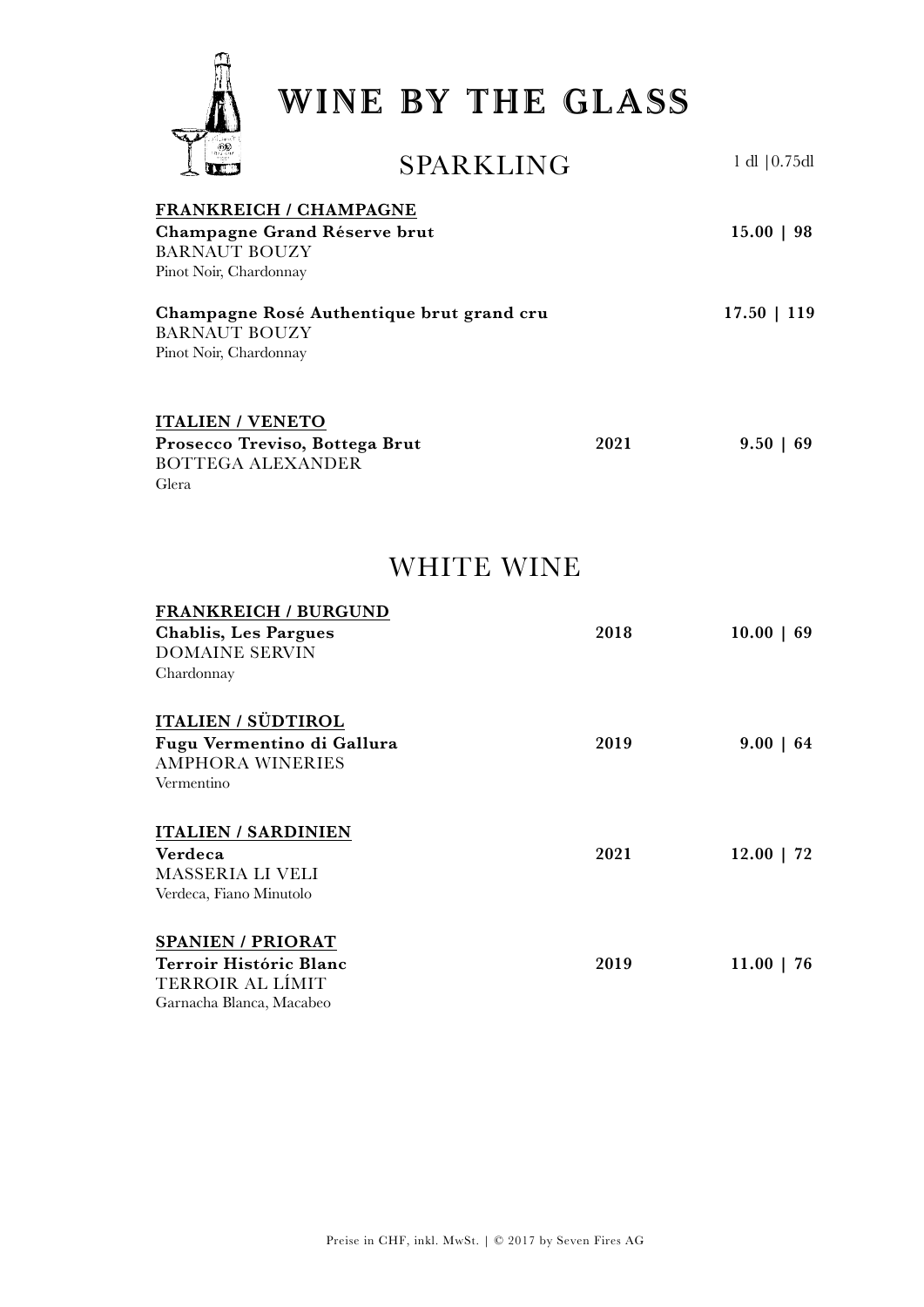# WINE BY THE GLASS

## SPARKLING

1 dl | 0.75dl

**FRANKREICH / CHAMPAGNE**

**Champagne Grand Réserve brut** — **15.00 | 98**
BARNAUT BOUZY
Pinot Noir, Chardonnay

**Champagne Rosé Authentique brut grand cru** — **17.50 | 119**
BARNAUT BOUZY
Pinot Noir, Chardonnay

**ITALIEN / VENETO**

**Prosecco Treviso, Bottega Brut** — **2021** — **9.50 | 69**
BOTTEGA ALEXANDER
Glera

## WHITE WINE

**FRANKREICH / BURGUND**

**Chablis, Les Pargues** — **2018** — **10.00 | 69**
DOMAINE SERVIN
Chardonnay

**ITALIEN / SÜDTIROL**

**Fugu Vermentino di Gallura** — **2019** — **9.00 | 64**
AMPHORA WINERIES
Vermentino

**ITALIEN / SARDINIEN**

**Verdeca** — **2021** — **12.00 | 72**
MASSERIA LI VELI
Verdeca, Fiano Minutolo

**SPANIEN / PRIORAT**

**Terroir Históric Blanc** — **2019** — **11.00 | 76**
TERROIR AL LÍMIT
Garnacha Blanca, Macabeo

Preise in CHF, inkl. MwSt. | © 2017 by Seven Fires AG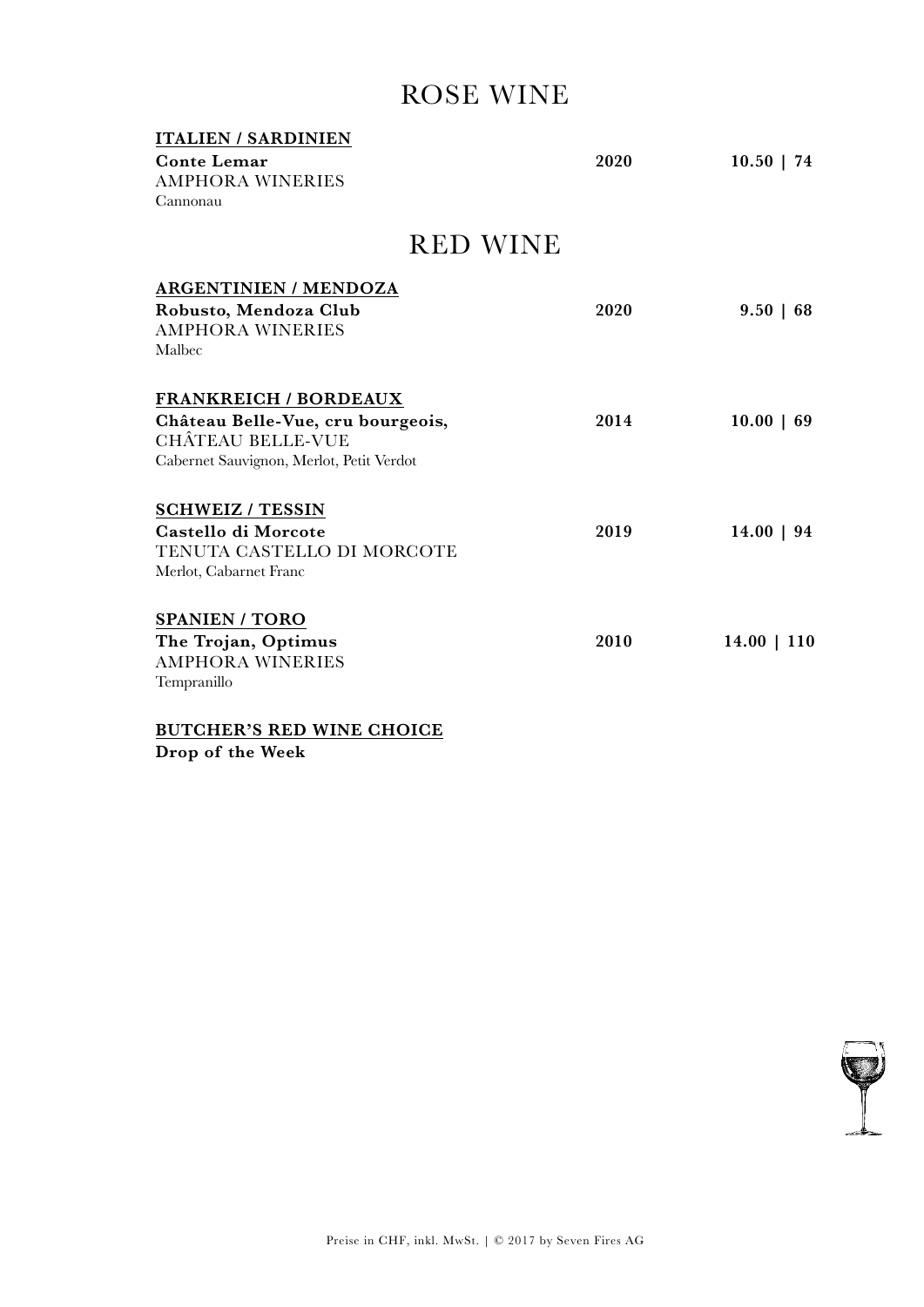# ROSE WINE

**ITALIEN / SARDINIEN**

**Conte Lemar** — **2020** — **10.50 | 74**
AMPHORA WINERIES
Cannonau

# RED WINE

**ARGENTINIEN / MENDOZA**

**Robusto, Mendoza Club** — **2020** — **9.50 | 68**
AMPHORA WINERIES
Malbec

**FRANKREICH / BORDEAUX**

**Château Belle-Vue, cru bourgeois,** — **2014** — **10.00 | 69**
CHÂTEAU BELLE-VUE
Cabernet Sauvignon, Merlot, Petit Verdot

**SCHWEIZ / TESSIN**

**Castello di Morcote** — **2019** — **14.00 | 94**
TENUTA CASTELLO DI MORCOTE
Merlot, Cabernet Franc

**SPANIEN / TORO**

**The Trojan, Optimus** — **2010** — **14.00 | 110**
AMPHORA WINERIES
Tempranillo

**BUTCHER'S RED WINE CHOICE**

**Drop of the Week**

Preise in CHF, inkl. MwSt. | © 2017 by Seven Fires AG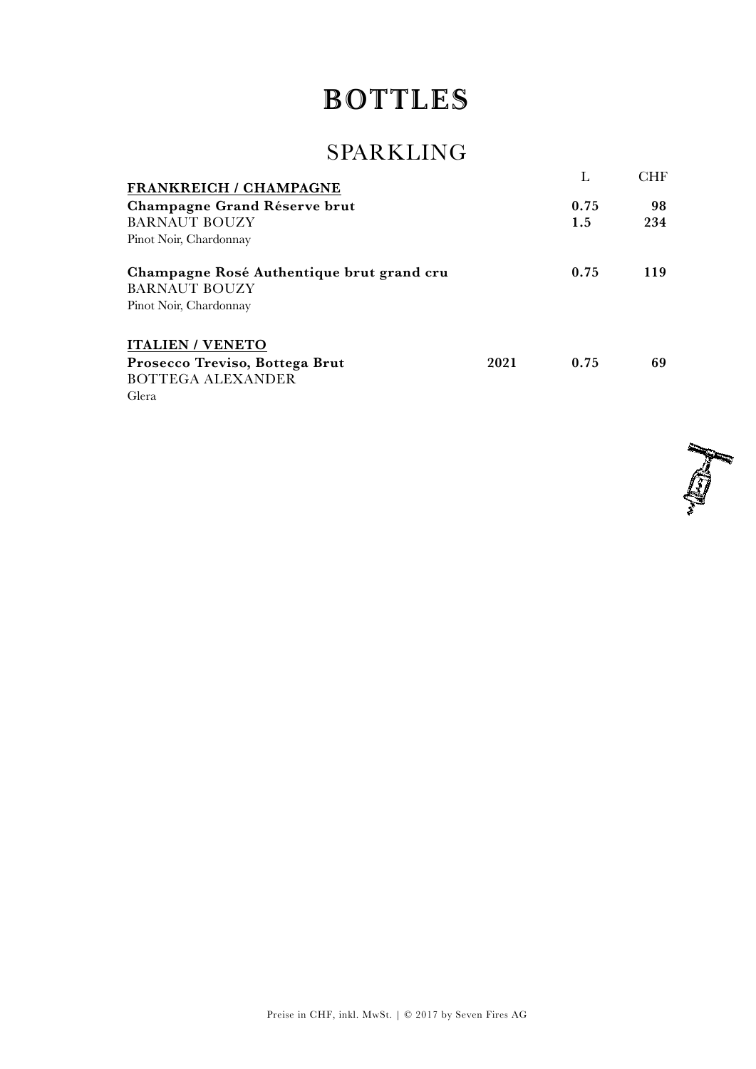# BOTTLES

## SPARKLING

| | | L | CHF |
|---|---|---|---|
| **FRANKREICH / CHAMPAGNE** | | | |
| **Champagne Grand Réserve brut** | | **0.75** | **98** |
| BARNAUT BOUZY | | **1.5** | **234** |
| Pinot Noir, Chardonnay | | | |
| **Champagne Rosé Authentique brut grand cru** | | **0.75** | **119** |
| BARNAUT BOUZY | | | |
| Pinot Noir, Chardonnay | | | |
| **ITALIEN / VENETO** | | | |
| **Prosecco Treviso, Bottega Brut** | **2021** | **0.75** | **69** |
| BOTTEGA ALEXANDER | | | |
| Glera | | | |

Preise in CHF, inkl. MwSt. | © 2017 by Seven Fires AG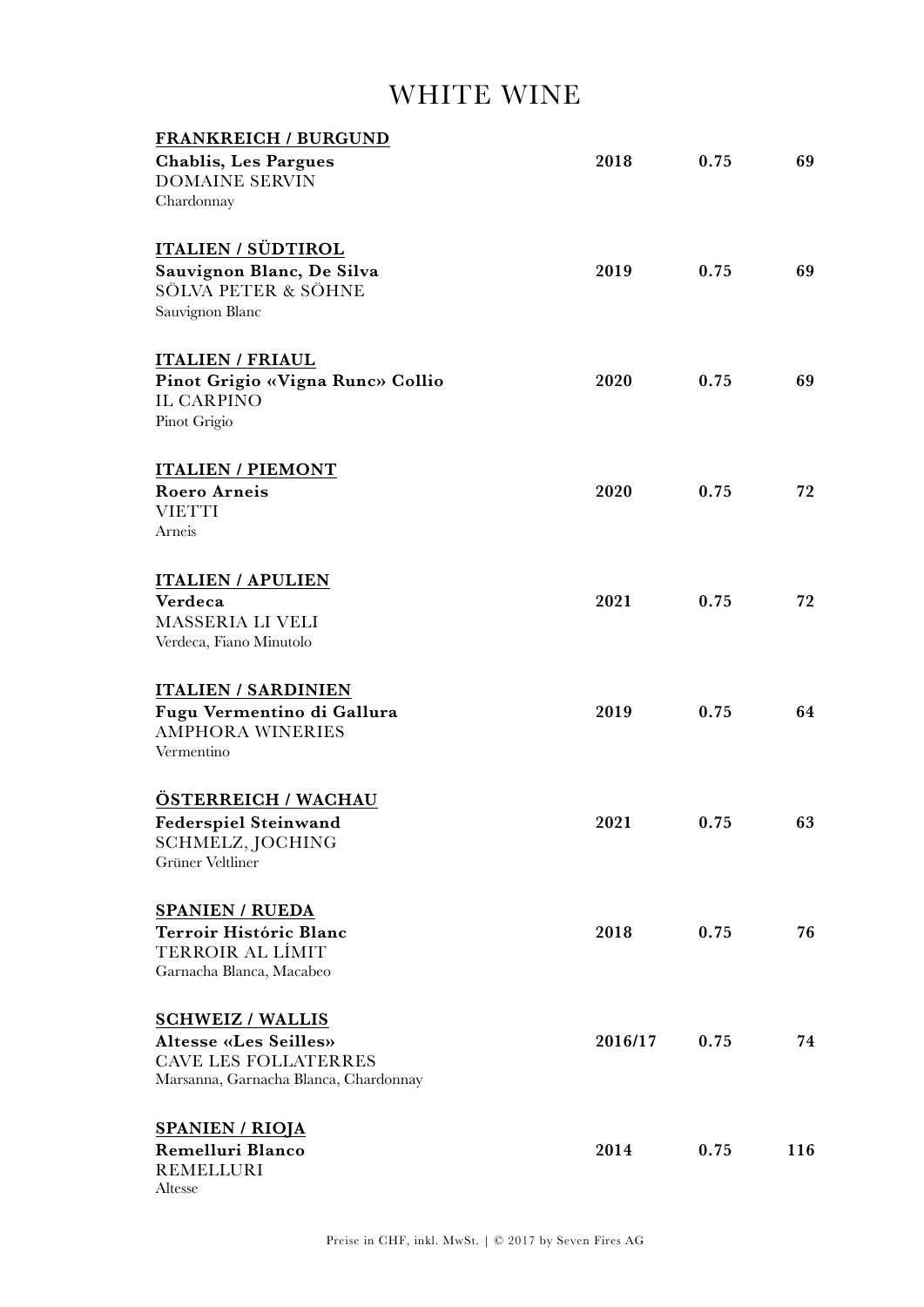# WHITE WINE

**FRANKREICH / BURGUND**

| | | | |
|---|---|---|---|
| **Chablis, Les Pargues**<br>DOMAINE SERVIN<br>Chardonnay | **2018** | **0.75** | **69** |

**ITALIEN / SÜDTIROL**

| | | | |
|---|---|---|---|
| **Sauvignon Blanc, De Silva**<br>SÖLVA PETER & SÖHNE<br>Sauvignon Blanc | **2019** | **0.75** | **69** |

**ITALIEN / FRIAUL**

| | | | |
|---|---|---|---|
| **Pinot Grigio «Vigna Runc» Collio**<br>IL CARPINO<br>Pinot Grigio | **2020** | **0.75** | **69** |

**ITALIEN / PIEMONT**

| | | | |
|---|---|---|---|
| **Roero Arneis**<br>VIETTI<br>Arneis | **2020** | **0.75** | **72** |

**ITALIEN / APULIEN**

| | | | |
|---|---|---|---|
| **Verdeca**<br>MASSERIA LI VELI<br>Verdeca, Fiano Minutolo | **2021** | **0.75** | **72** |

**ITALIEN / SARDINIEN**

| | | | |
|---|---|---|---|
| **Fugu Vermentino di Gallura**<br>AMPHORA WINERIES<br>Vermentino | **2019** | **0.75** | **64** |

**ÖSTERREICH / WACHAU**

| | | | |
|---|---|---|---|
| **Federspiel Steinwand**<br>SCHMELZ, JOCHING<br>Grüner Veltliner | **2021** | **0.75** | **63** |

**SPANIEN / RUEDA**

| | | | |
|---|---|---|---|
| **Terroir Históric Blanc**<br>TERROIR AL LÍMIT<br>Garnacha Blanca, Macabeo | **2018** | **0.75** | **76** |

**SCHWEIZ / WALLIS**

| | | | |
|---|---|---|---|
| **Altesse «Les Seilles»**<br>CAVE LES FOLLATERRES<br>Marsanna, Garnacha Blanca, Chardonnay | **2016/17** | **0.75** | **74** |

**SPANIEN / RIOJA**

| | | | |
|---|---|---|---|
| **Remelluri Blanco**<br>REMELLURI<br>Altesse | **2014** | **0.75** | **116** |

Preise in CHF, inkl. MwSt. | © 2017 by Seven Fires AG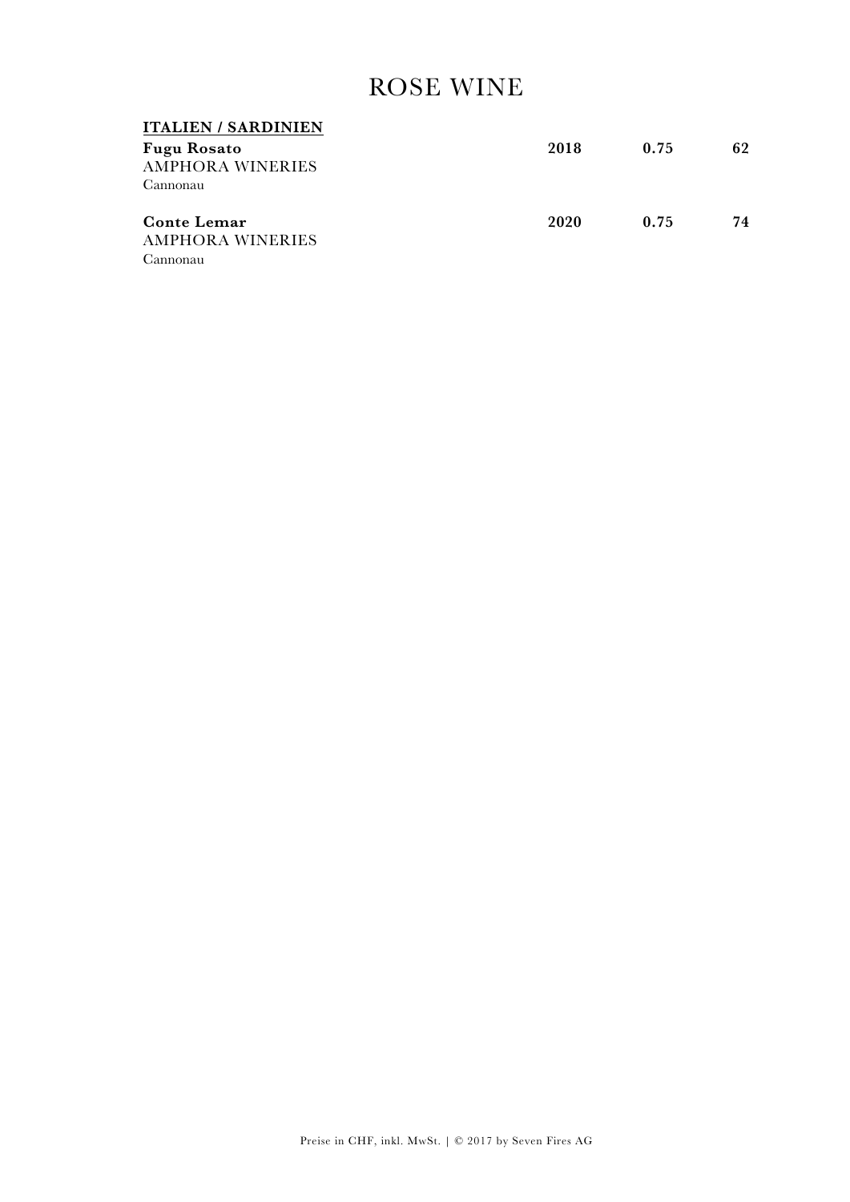# ROSE WINE

**ITALIEN / SARDINIEN**

| | | | |
|---|---|---|---|
| **Fugu Rosato**<br>AMPHORA WINERIES<br>Cannonau | **2018** | **0.75** | **62** |
| **Conte Lemar**<br>AMPHORA WINERIES<br>Cannonau | **2020** | **0.75** | **74** |

Preise in CHF, inkl. MwSt. | © 2017 by Seven Fires AG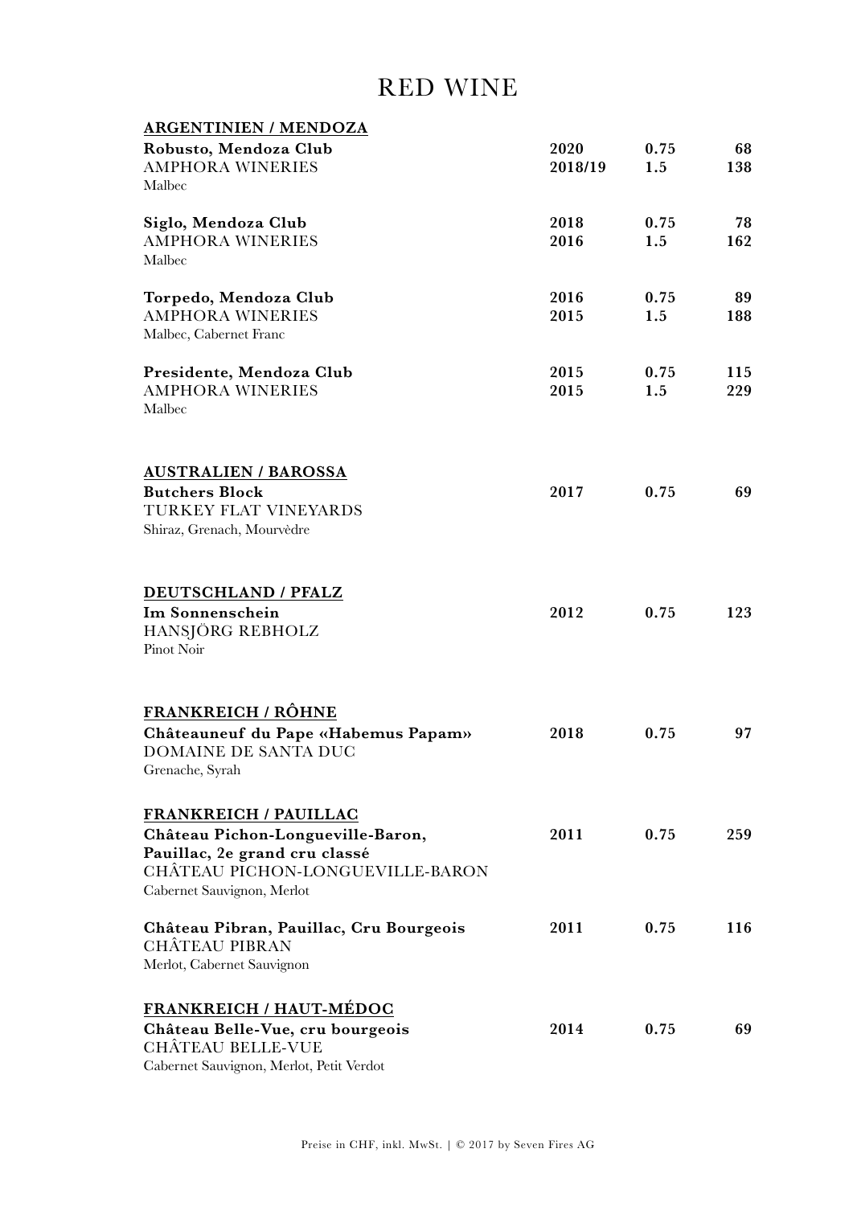# RED WINE

## ARGENTINIEN / MENDOZA

| | | | |
|---|---|---|---|
| **Robusto, Mendoza Club** | **2020** | **0.75** | **68** |
| AMPHORA WINERIES | **2018/19** | **1.5** | **138** |
| Malbec | | | |
| **Siglo, Mendoza Club** | **2018** | **0.75** | **78** |
| AMPHORA WINERIES | **2016** | **1.5** | **162** |
| Malbec | | | |
| **Torpedo, Mendoza Club** | **2016** | **0.75** | **89** |
| AMPHORA WINERIES | **2015** | **1.5** | **188** |
| Malbec, Cabernet Franc | | | |
| **Presidente, Mendoza Club** | **2015** | **0.75** | **115** |
| AMPHORA WINERIES | **2015** | **1.5** | **229** |
| Malbec | | | |

## AUSTRALIEN / BAROSSA

| | | | |
|---|---|---|---|
| **Butchers Block** | **2017** | **0.75** | **69** |
| TURKEY FLAT VINEYARDS | | | |
| Shiraz, Grenach, Mourvèdre | | | |

## DEUTSCHLAND / PFALZ

| | | | |
|---|---|---|---|
| **Im Sonnenschein** | **2012** | **0.75** | **123** |
| HANSJÖRG REBHOLZ | | | |
| Pinot Noir | | | |

## FRANKREICH / RÔHNE

| | | | |
|---|---|---|---|
| **Châteauneuf du Pape «Habemus Papam»** | **2018** | **0.75** | **97** |
| DOMAINE DE SANTA DUC | | | |
| Grenache, Syrah | | | |

## FRANKREICH / PAUILLAC

| | | | |
|---|---|---|---|
| **Château Pichon-Longueville-Baron, Pauillac, 2e grand cru classé** | **2011** | **0.75** | **259** |
| CHÂTEAU PICHON-LONGUEVILLE-BARON | | | |
| Cabernet Sauvignon, Merlot | | | |
| **Château Pibran, Pauillac, Cru Bourgeois** | **2011** | **0.75** | **116** |
| CHÂTEAU PIBRAN | | | |
| Merlot, Cabernet Sauvignon | | | |

## FRANKREICH / HAUT-MÉDOC

| | | | |
|---|---|---|---|
| **Château Belle-Vue, cru bourgeois** | **2014** | **0.75** | **69** |
| CHÂTEAU BELLE-VUE | | | |
| Cabernet Sauvignon, Merlot, Petit Verdot | | | |

Preise in CHF, inkl. MwSt. | © 2017 by Seven Fires AG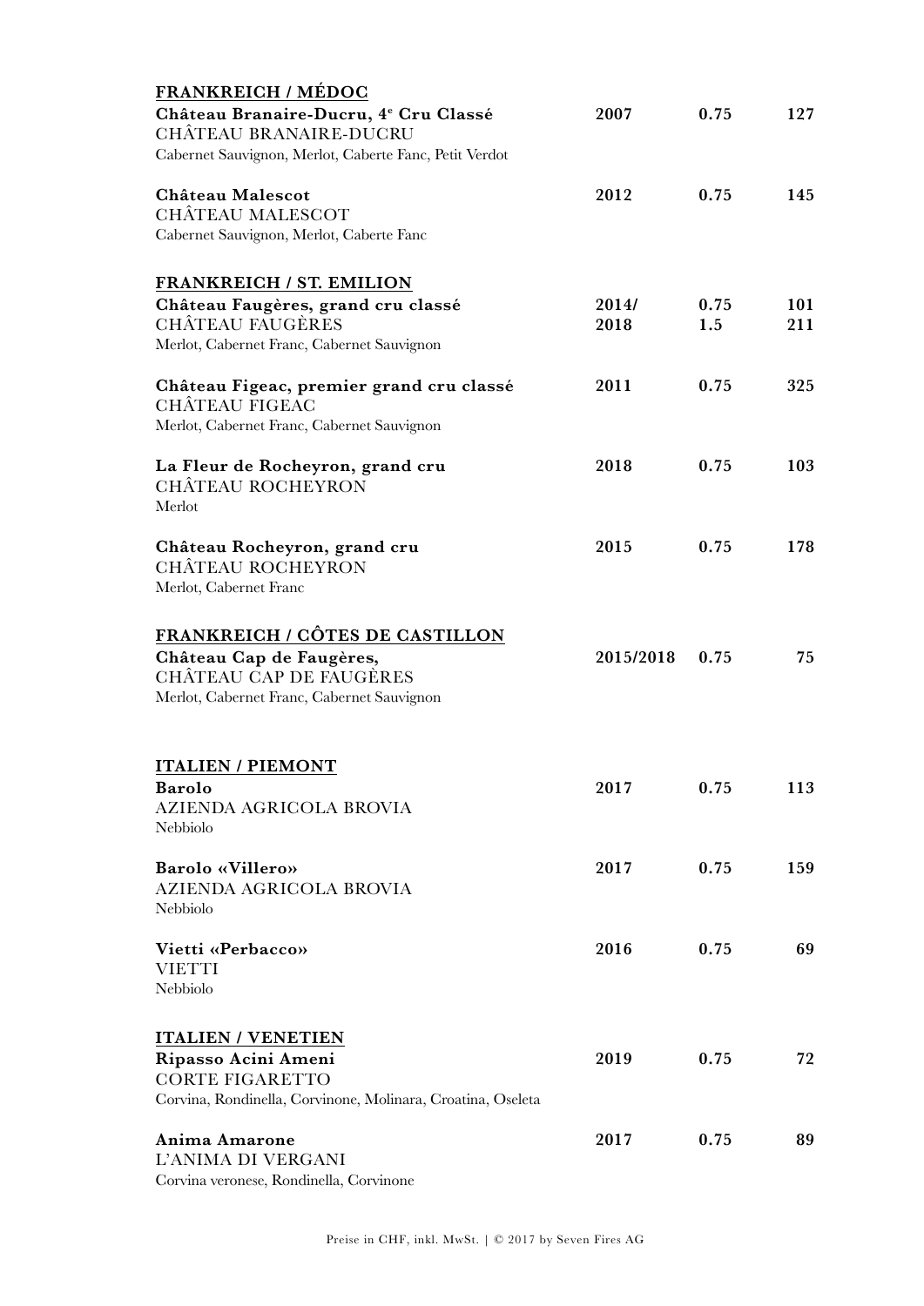## FRANKREICH / MÉDOC

| | | | |
|---|---|---|---|
| **Château Branaire-Ducru, 4e Cru Classé**<br>CHÂTEAU BRANAIRE-DUCRU<br>Cabernet Sauvignon, Merlot, Caberte Fanc, Petit Verdot | **2007** | **0.75** | **127** |
| **Château Malescot**<br>CHÂTEAU MALESCOT<br>Cabernet Sauvignon, Merlot, Caberte Fanc | **2012** | **0.75** | **145** |

## FRANKREICH / ST. EMILION

| | | | |
|---|---|---|---|
| **Château Faugères, grand cru classé**<br>CHÂTEAU FAUGÈRES<br>Merlot, Cabernet Franc, Cabernet Sauvignon | **2014/**<br>**2018** | **0.75**<br>**1.5** | **101**<br>**211** |
| **Château Figeac, premier grand cru classé**<br>CHÂTEAU FIGEAC<br>Merlot, Cabernet Franc, Cabernet Sauvignon | **2011** | **0.75** | **325** |
| **La Fleur de Rocheyron, grand cru**<br>CHÂTEAU ROCHEYRON<br>Merlot | **2018** | **0.75** | **103** |
| **Château Rocheyron, grand cru**<br>CHÂTEAU ROCHEYRON<br>Merlot, Cabernet Franc | **2015** | **0.75** | **178** |

## FRANKREICH / CÔTES DE CASTILLON

| | | | |
|---|---|---|---|
| **Château Cap de Faugères,**<br>CHÂTEAU CAP DE FAUGÈRES<br>Merlot, Cabernet Franc, Cabernet Sauvignon | **2015/2018** | **0.75** | **75** |

## ITALIEN / PIEMONT

| | | | |
|---|---|---|---|
| **Barolo**<br>AZIENDA AGRICOLA BROVIA<br>Nebbiolo | **2017** | **0.75** | **113** |
| **Barolo «Villero»**<br>AZIENDA AGRICOLA BROVIA<br>Nebbiolo | **2017** | **0.75** | **159** |
| **Vietti «Perbacco»**<br>VIETTI<br>Nebbiolo | **2016** | **0.75** | **69** |

## ITALIEN / VENETIEN

| | | | |
|---|---|---|---|
| **Ripasso Acini Ameni**<br>CORTE FIGARETTO<br>Corvina, Rondinella, Corvinone, Molinara, Croatina, Oseleta | **2019** | **0.75** | **72** |
| **Anima Amarone**<br>L'ANIMA DI VERGANI<br>Corvina veronese, Rondinella, Corvinone | **2017** | **0.75** | **89** |

Preise in CHF, inkl. MwSt. | © 2017 by Seven Fires AG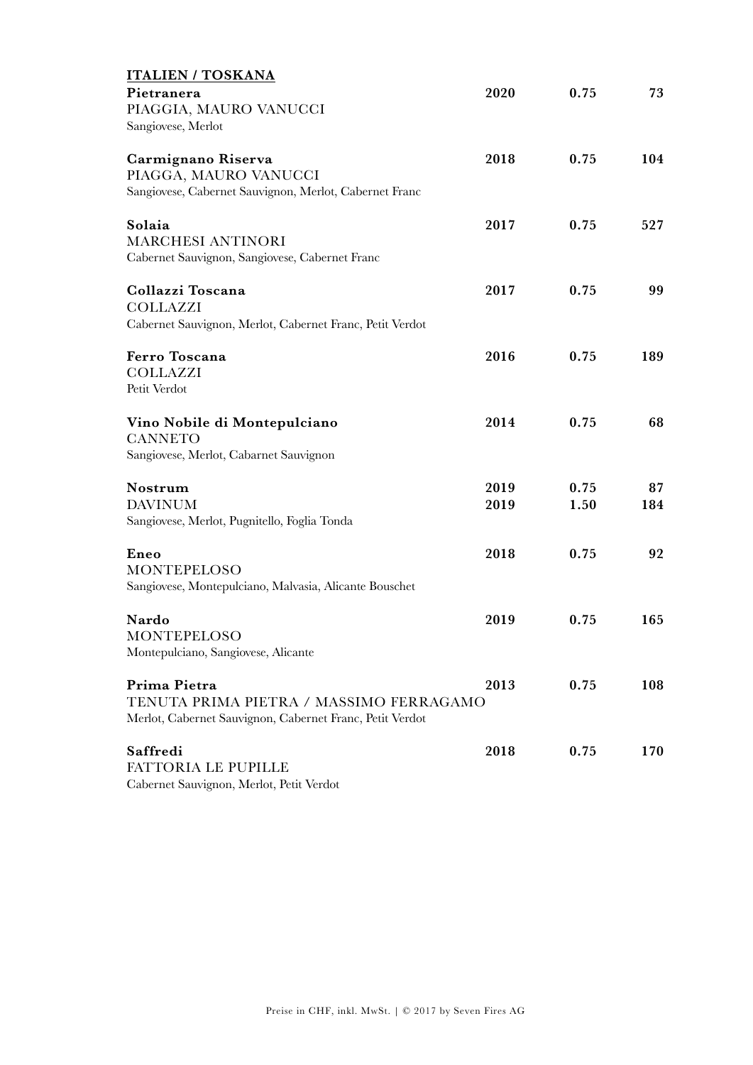## ITALIEN / TOSKANA

| Wein | Jahrgang | Liter | Preis |
|---|---|---|---|
| **Pietranera**<br>PIAGGIA, MAURO VANUCCI<br>Sangiovese, Merlot | 2020 | 0.75 | 73 |
| **Carmignano Riserva**<br>PIAGGA, MAURO VANUCCI<br>Sangiovese, Cabernet Sauvignon, Merlot, Cabernet Franc | 2018 | 0.75 | 104 |
| **Solaia**<br>MARCHESI ANTINORI<br>Cabernet Sauvignon, Sangiovese, Cabernet Franc | 2017 | 0.75 | 527 |
| **Collazzi Toscana**<br>COLLAZZI<br>Cabernet Sauvignon, Merlot, Cabernet Franc, Petit Verdot | 2017 | 0.75 | 99 |
| **Ferro Toscana**<br>COLLAZZI<br>Petit Verdot | 2016 | 0.75 | 189 |
| **Vino Nobile di Montepulciano**<br>CANNETO<br>Sangiovese, Merlot, Cabarnet Sauvignon | 2014 | 0.75 | 68 |
| **Nostrum**<br>DAVINUM<br>Sangiovese, Merlot, Pugnitello, Foglia Tonda | 2019<br>2019 | 0.75<br>1.50 | 87<br>184 |
| **Eneo**<br>MONTEPELOSO<br>Sangiovese, Montepulciano, Malvasia, Alicante Bouschet | 2018 | 0.75 | 92 |
| **Nardo**<br>MONTEPELOSO<br>Montepulciano, Sangiovese, Alicante | 2019 | 0.75 | 165 |
| **Prima Pietra**<br>TENUTA PRIMA PIETRA / MASSIMO FERRAGAMO<br>Merlot, Cabernet Sauvignon, Cabernet Franc, Petit Verdot | 2013 | 0.75 | 108 |
| **Saffredi**<br>FATTORIA LE PUPILLE<br>Cabernet Sauvignon, Merlot, Petit Verdot | 2018 | 0.75 | 170 |

Preise in CHF, inkl. MwSt. | © 2017 by Seven Fires AG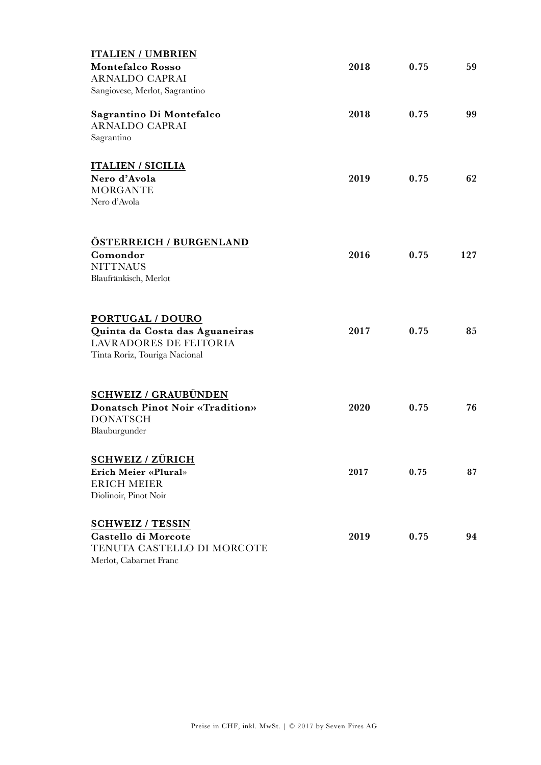**ITALIEN / UMBRIEN**

| | | | |
|---|---|---|---|
| **Montefalco Rosso**<br>ARNALDO CAPRAI<br>Sangiovese, Merlot, Sagrantino | **2018** | **0.75** | **59** |
| **Sagrantino Di Montefalco**<br>ARNALDO CAPRAI<br>Sagrantino | **2018** | **0.75** | **99** |

**ITALIEN / SICILIA**

| | | | |
|---|---|---|---|
| **Nero d'Avola**<br>MORGANTE<br>Nero d'Avola | **2019** | **0.75** | **62** |

**ÖSTERREICH / BURGENLAND**

| | | | |
|---|---|---|---|
| **Comondor**<br>NITTNAUS<br>Blaufränkisch, Merlot | **2016** | **0.75** | **127** |

**PORTUGAL / DOURO**

| | | | |
|---|---|---|---|
| **Quinta da Costa das Aguaneiras**<br>LAVRADORES DE FEITORIA<br>Tinta Roriz, Touriga Nacional | **2017** | **0.75** | **85** |

**SCHWEIZ / GRAUBÜNDEN**

| | | | |
|---|---|---|---|
| **Donatsch Pinot Noir «Tradition»**<br>DONATSCH<br>Blauburgunder | **2020** | **0.75** | **76** |

**SCHWEIZ / ZÜRICH**

| | | | |
|---|---|---|---|
| **Erich Meier «Plural»**<br>ERICH MEIER<br>Diolinoir, Pinot Noir | **2017** | **0.75** | **87** |

**SCHWEIZ / TESSIN**

| | | | |
|---|---|---|---|
| **Castello di Morcote**<br>TENUTA CASTELLO DI MORCOTE<br>Merlot, Cabernet Franc | **2019** | **0.75** | **94** |

Preise in CHF, inkl. MwSt. | © 2017 by Seven Fires AG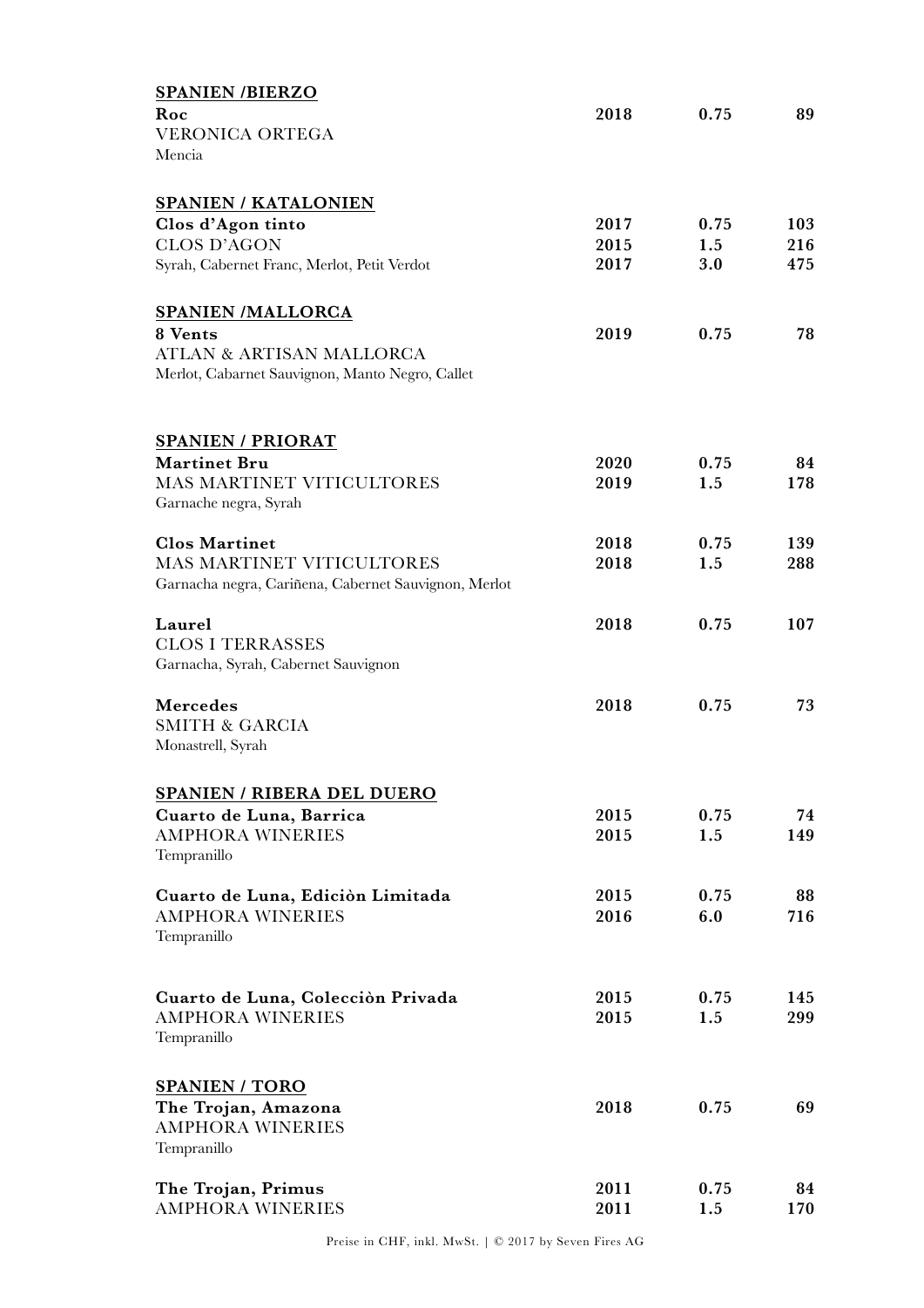**SPANIEN /BIERZO**

| | | | |
|---|---|---|---|
| **Roc** | **2018** | **0.75** | **89** |
| VERONICA ORTEGA | | | |
| Mencia | | | |

**SPANIEN / KATALONIEN**

| | | | |
|---|---|---|---|
| **Clos d'Agon tinto** | **2017** | **0.75** | **103** |
| CLOS D'AGON | **2015** | **1.5** | **216** |
| Syrah, Cabernet Franc, Merlot, Petit Verdot | **2017** | **3.0** | **475** |

**SPANIEN /MALLORCA**

| | | | |
|---|---|---|---|
| **8 Vents** | **2019** | **0.75** | **78** |
| ATLAN & ARTISAN MALLORCA | | | |
| Merlot, Cabarnet Sauvignon, Manto Negro, Callet | | | |

**SPANIEN / PRIORAT**

| | | | |
|---|---|---|---|
| **Martinet Bru** | **2020** | **0.75** | **84** |
| MAS MARTINET VITICULTORES | **2019** | **1.5** | **178** |
| Garnache negra, Syrah | | | |
| **Clos Martinet** | **2018** | **0.75** | **139** |
| MAS MARTINET VITICULTORES | **2018** | **1.5** | **288** |
| Garnacha negra, Cariñena, Cabernet Sauvignon, Merlot | | | |
| **Laurel** | **2018** | **0.75** | **107** |
| CLOS I TERRASSES | | | |
| Garnacha, Syrah, Cabernet Sauvignon | | | |
| **Mercedes** | **2018** | **0.75** | **73** |
| SMITH & GARCIA | | | |
| Monastrell, Syrah | | | |

**SPANIEN / RIBERA DEL DUERO**

| | | | |
|---|---|---|---|
| **Cuarto de Luna, Barrica** | **2015** | **0.75** | **74** |
| AMPHORA WINERIES | **2015** | **1.5** | **149** |
| Tempranillo | | | |
| **Cuarto de Luna, Ediciòn Limitada** | **2015** | **0.75** | **88** |
| AMPHORA WINERIES | **2016** | **6.0** | **716** |
| Tempranillo | | | |
| **Cuarto de Luna, Colecciòn Privada** | **2015** | **0.75** | **145** |
| AMPHORA WINERIES | **2015** | **1.5** | **299** |
| Tempranillo | | | |

**SPANIEN / TORO**

| | | | |
|---|---|---|---|
| **The Trojan, Amazona** | **2018** | **0.75** | **69** |
| AMPHORA WINERIES | | | |
| Tempranillo | | | |
| **The Trojan, Primus** | **2011** | **0.75** | **84** |
| AMPHORA WINERIES | **2011** | **1.5** | **170** |

Preise in CHF, inkl. MwSt. | © 2017 by Seven Fires AG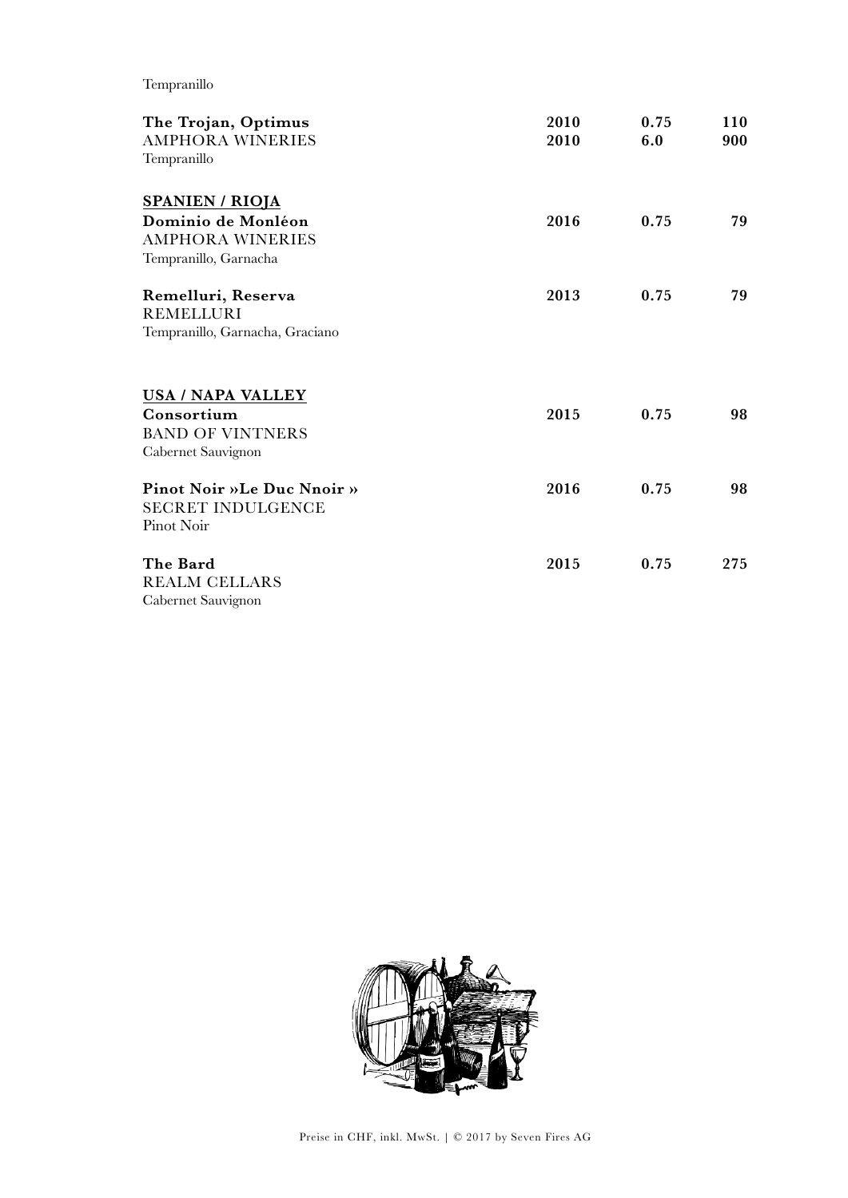Tempranillo

| | | | |
|---|---|---|---|
| **The Trojan, Optimus**<br>AMPHORA WINERIES<br>Tempranillo | **2010**<br>**2010** | **0.75**<br>**6.0** | **110**<br>**900** |

**SPANIEN / RIOJA**

| | | | |
|---|---|---|---|
| **Dominio de Monléon**<br>AMPHORA WINERIES<br>Tempranillo, Garnacha | **2016** | **0.75** | **79** |
| **Remelluri, Reserva**<br>REMELLURI<br>Tempranillo, Garnacha, Graciano | **2013** | **0.75** | **79** |

**USA / NAPA VALLEY**

| | | | |
|---|---|---|---|
| **Consortium**<br>BAND OF VINTNERS<br>Cabernet Sauvignon | **2015** | **0.75** | **98** |
| **Pinot Noir »Le Duc Nnoir »**<br>SECRET INDULGENCE<br>Pinot Noir | **2016** | **0.75** | **98** |
| **The Bard**<br>REALM CELLARS<br>Cabernet Sauvignon | **2015** | **0.75** | **275** |

Preise in CHF, inkl. MwSt. | © 2017 by Seven Fires AG